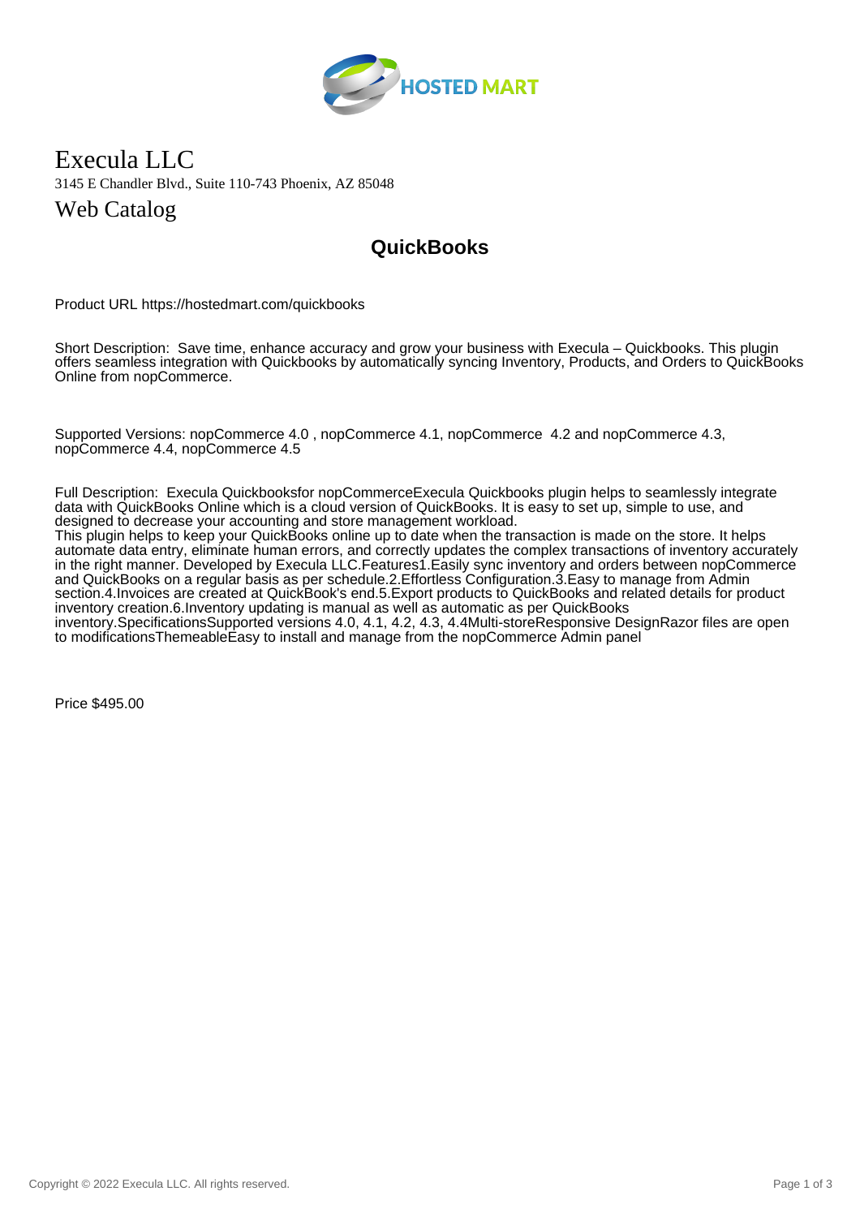# Execula LLC

3145 E Chandler Blvd., Suite 110-743 Phoenix, AZ 85048

## Web Catalog

## QuickBooks

Product URL https://hostedmart.com/quickbooks

Short Description: Save time, enhance accuracy and grow your business with Execula – Quickbooks. This plugin offers seamless integration with Quickbooks by automatically syncing Inventory, Products, and Orders to QuickBooks Online from nopCommerce.

Supported Versions: nopCommerce 4.0 , nopCommerce 4.1, nopCommerce 4.2 and nopCommerce 4.3, nopCommerce 4.4, nopCommerce 4.5

Full Description: Execula Quickbooksfor nopCommerceExecula Quickbooks plugin helps to seamlessly integrate data with QuickBooks Online which is a cloud version of QuickBooks. It is easy to set up, simple to use, and designed to decrease your accounting and store management workload.
This plugin helps to keep your QuickBooks online up to date when the transaction is made on the store. It helps automate data entry, eliminate human errors, and correctly updates the complex transactions of inventory accurately in the right manner. Developed by Execula LLC.Features1.Easily sync inventory and orders between nopCommerce and QuickBooks on a regular basis as per schedule.2.Effortless Configuration.3.Easy to manage from Admin section.4.Invoices are created at QuickBook's end.5.Export products to QuickBooks and related details for product inventory creation.6.Inventory updating is manual as well as automatic as per QuickBooks inventory.SpecificationsSupported versions 4.0, 4.1, 4.2, 4.3, 4.4Multi-storeResponsive DesignRazor files are open to modificationsThemeableEasy to install and manage from the nopCommerce Admin panel

Price $495.00